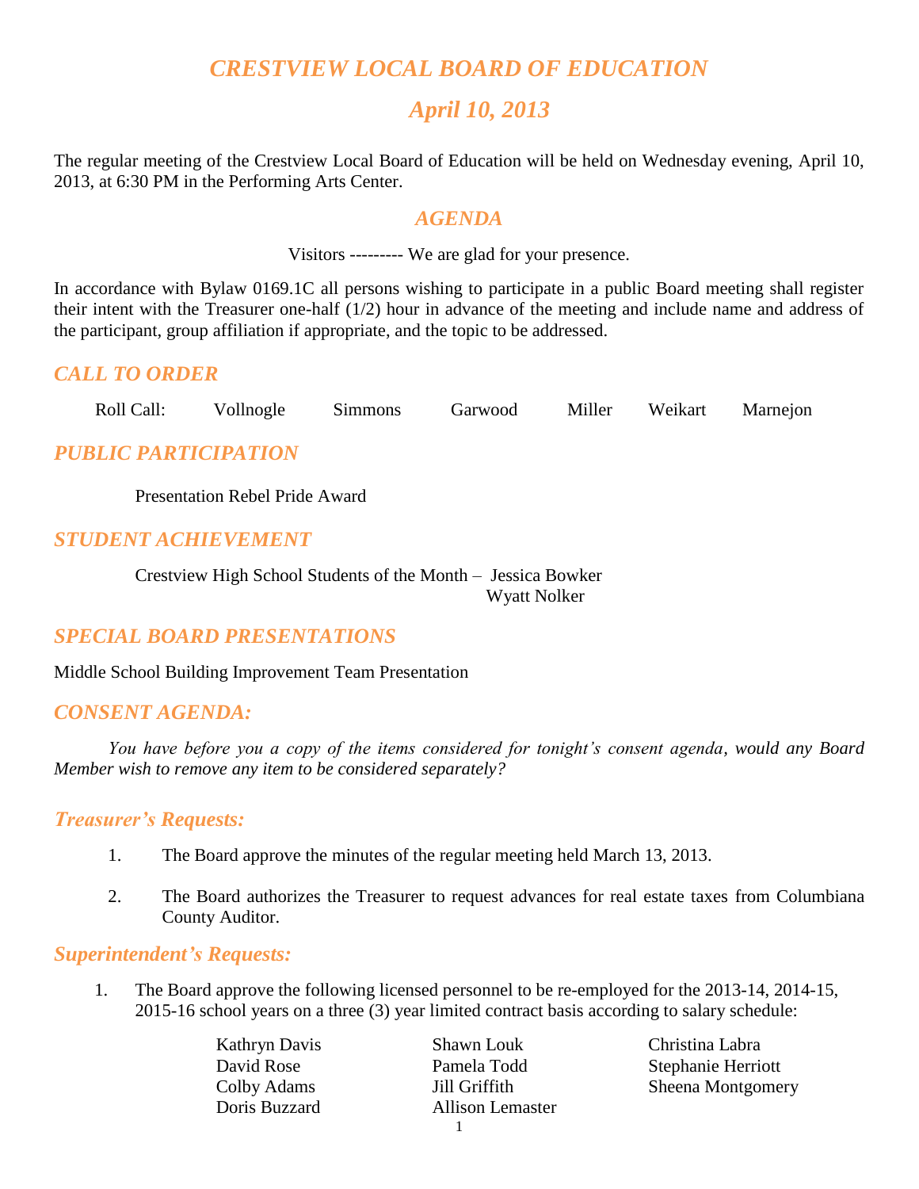# *CRESTVIEW LOCAL BOARD OF EDUCATION*

## *April 10, 2013*

The regular meeting of the Crestview Local Board of Education will be held on Wednesday evening, April 10, 2013, at 6:30 PM in the Performing Arts Center.

## *AGENDA*

Visitors --------- We are glad for your presence.

In accordance with Bylaw 0169.1C all persons wishing to participate in a public Board meeting shall register their intent with the Treasurer one-half (1/2) hour in advance of the meeting and include name and address of the participant, group affiliation if appropriate, and the topic to be addressed.

## *CALL TO ORDER*

Roll Call: Vollnogle Simmons Garwood Miller Weikart Marnejon

## *PUBLIC PARTICIPATION*

Presentation Rebel Pride Award

## *STUDENT ACHIEVEMENT*

Crestview High School Students of the Month – Jessica Bowker
Wyatt Nolker

## *SPECIAL BOARD PRESENTATIONS*

Middle School Building Improvement Team Presentation

## *CONSENT AGENDA:*

*You have before you a copy of the items considered for tonight's consent agenda, would any Board Member wish to remove any item to be considered separately?*

### *Treasurer's Requests:*

1. The Board approve the minutes of the regular meeting held March 13, 2013.

2. The Board authorizes the Treasurer to request advances for real estate taxes from Columbiana County Auditor.

### *Superintendent's Requests:*

1. The Board approve the following licensed personnel to be re-employed for the 2013-14, 2014-15, 2015-16 school years on a three (3) year limited contract basis according to salary schedule:

| | | |
|---|---|---|
| Kathryn Davis | Shawn Louk | Christina Labra |
| David Rose | Pamela Todd | Stephanie Herriott |
| Colby Adams | Jill Griffith | Sheena Montgomery |
| Doris Buzzard | Allison Lemaster | |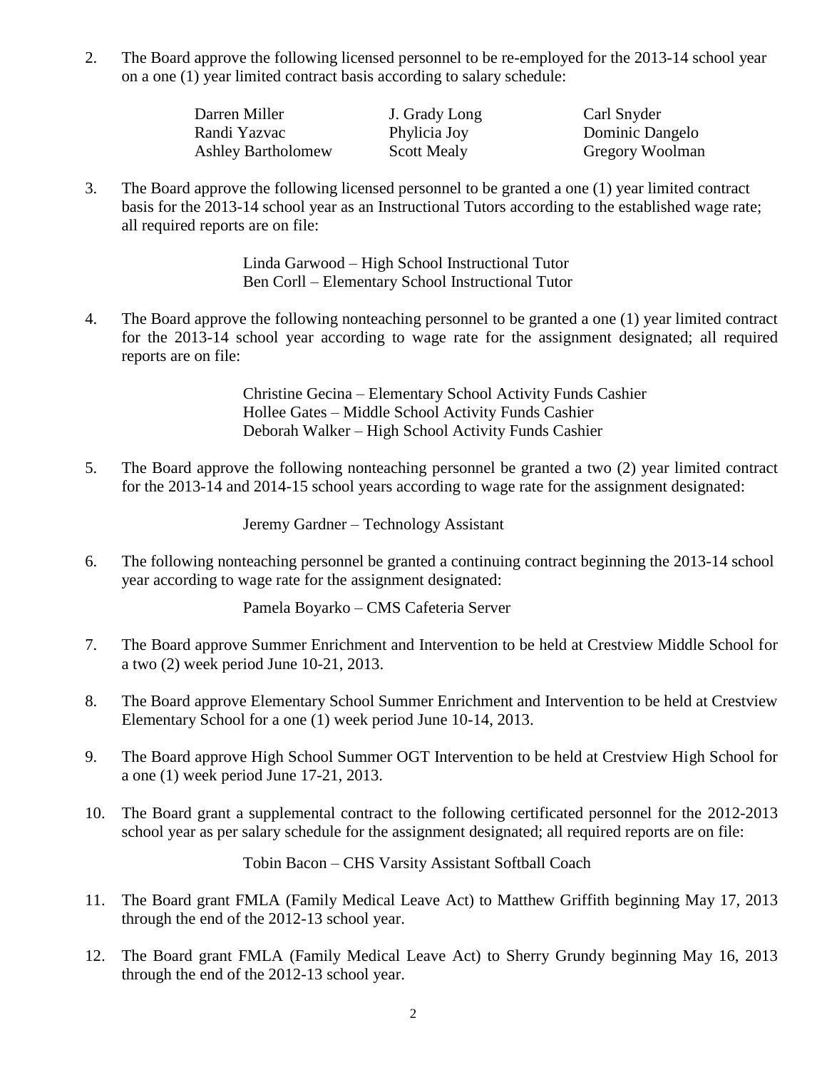2. The Board approve the following licensed personnel to be re-employed for the 2013-14 school year on a one (1) year limited contract basis according to salary schedule:

| | | |
|---|---|---|
| Darren Miller | J. Grady Long | Carl Snyder |
| Randi Yazvac | Phylicia Joy | Dominic Dangelo |
| Ashley Bartholomew | Scott Mealy | Gregory Woolman |

3. The Board approve the following licensed personnel to be granted a one (1) year limited contract basis for the 2013-14 school year as an Instructional Tutors according to the established wage rate; all required reports are on file:

   Linda Garwood – High School Instructional Tutor
   Ben Corll – Elementary School Instructional Tutor

4. The Board approve the following nonteaching personnel to be granted a one (1) year limited contract for the 2013-14 school year according to wage rate for the assignment designated; all required reports are on file:

   Christine Gecina – Elementary School Activity Funds Cashier
   Hollee Gates – Middle School Activity Funds Cashier
   Deborah Walker – High School Activity Funds Cashier

5. The Board approve the following nonteaching personnel be granted a two (2) year limited contract for the 2013-14 and 2014-15 school years according to wage rate for the assignment designated:

   Jeremy Gardner – Technology Assistant

6. The following nonteaching personnel be granted a continuing contract beginning the 2013-14 school year according to wage rate for the assignment designated:

   Pamela Boyarko – CMS Cafeteria Server

7. The Board approve Summer Enrichment and Intervention to be held at Crestview Middle School for a two (2) week period June 10-21, 2013.

8. The Board approve Elementary School Summer Enrichment and Intervention to be held at Crestview Elementary School for a one (1) week period June 10-14, 2013.

9. The Board approve High School Summer OGT Intervention to be held at Crestview High School for a one (1) week period June 17-21, 2013.

10. The Board grant a supplemental contract to the following certificated personnel for the 2012-2013 school year as per salary schedule for the assignment designated; all required reports are on file:

    Tobin Bacon – CHS Varsity Assistant Softball Coach

11. The Board grant FMLA (Family Medical Leave Act) to Matthew Griffith beginning May 17, 2013 through the end of the 2012-13 school year.

12. The Board grant FMLA (Family Medical Leave Act) to Sherry Grundy beginning May 16, 2013 through the end of the 2012-13 school year.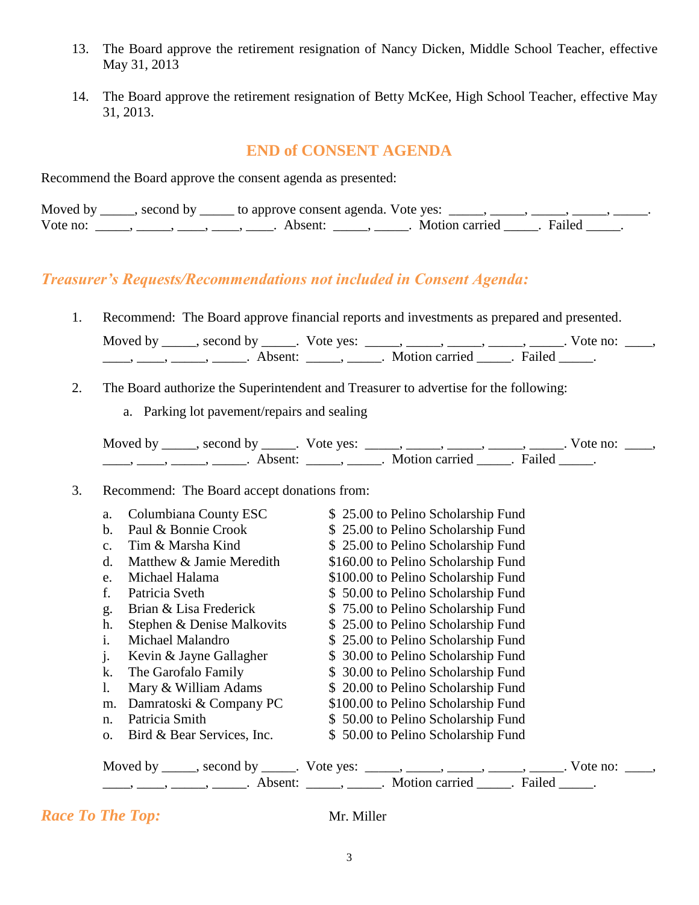13. The Board approve the retirement resignation of Nancy Dicken, Middle School Teacher, effective May 31, 2013

14. The Board approve the retirement resignation of Betty McKee, High School Teacher, effective May 31, 2013.

## END of CONSENT AGENDA

Recommend the Board approve the consent agenda as presented:

Moved by _____, second by _____ to approve consent agenda. Vote yes: _____, _____, _____, _____, _____. Vote no: _____, _____, ____, ____, ____. Absent: _____, _____. Motion carried _____. Failed _____.

## *Treasurer's Requests/Recommendations not included in Consent Agenda:*

1. Recommend: The Board approve financial reports and investments as prepared and presented.

   Moved by _____, second by _____. Vote yes: _____, _____, _____, _____, _____. Vote no: ____, ____, ____, _____, _____. Absent: _____, _____. Motion carried _____. Failed _____.

2. The Board authorize the Superintendent and Treasurer to advertise for the following:

   a. Parking lot pavement/repairs and sealing

   Moved by _____, second by _____. Vote yes: _____, _____, _____, _____, _____. Vote no: ____, ____, ____, _____, _____. Absent: _____, _____. Motion carried _____. Failed _____.

3. Recommend: The Board accept donations from:

   a. Columbiana County ESC — $ 25.00 to Pelino Scholarship Fund
   b. Paul & Bonnie Crook — $ 25.00 to Pelino Scholarship Fund
   c. Tim & Marsha Kind — $ 25.00 to Pelino Scholarship Fund
   d. Matthew & Jamie Meredith — $160.00 to Pelino Scholarship Fund
   e. Michael Halama — $100.00 to Pelino Scholarship Fund
   f. Patricia Sveth — $ 50.00 to Pelino Scholarship Fund
   g. Brian & Lisa Frederick — $ 75.00 to Pelino Scholarship Fund
   h. Stephen & Denise Malkovits — $ 25.00 to Pelino Scholarship Fund
   i. Michael Malandro — $ 25.00 to Pelino Scholarship Fund
   j. Kevin & Jayne Gallagher — $ 30.00 to Pelino Scholarship Fund
   k. The Garofalo Family — $ 30.00 to Pelino Scholarship Fund
   l. Mary & William Adams — $ 20.00 to Pelino Scholarship Fund
   m. Damratoski & Company PC — $100.00 to Pelino Scholarship Fund
   n. Patricia Smith — $ 50.00 to Pelino Scholarship Fund
   o. Bird & Bear Services, Inc. — $ 50.00 to Pelino Scholarship Fund

   Moved by _____, second by _____. Vote yes: _____, _____, _____, _____, _____. Vote no: ____, ____, ____, _____, _____. Absent: _____, _____. Motion carried _____. Failed _____.

## *Race To The Top:*

Mr. Miller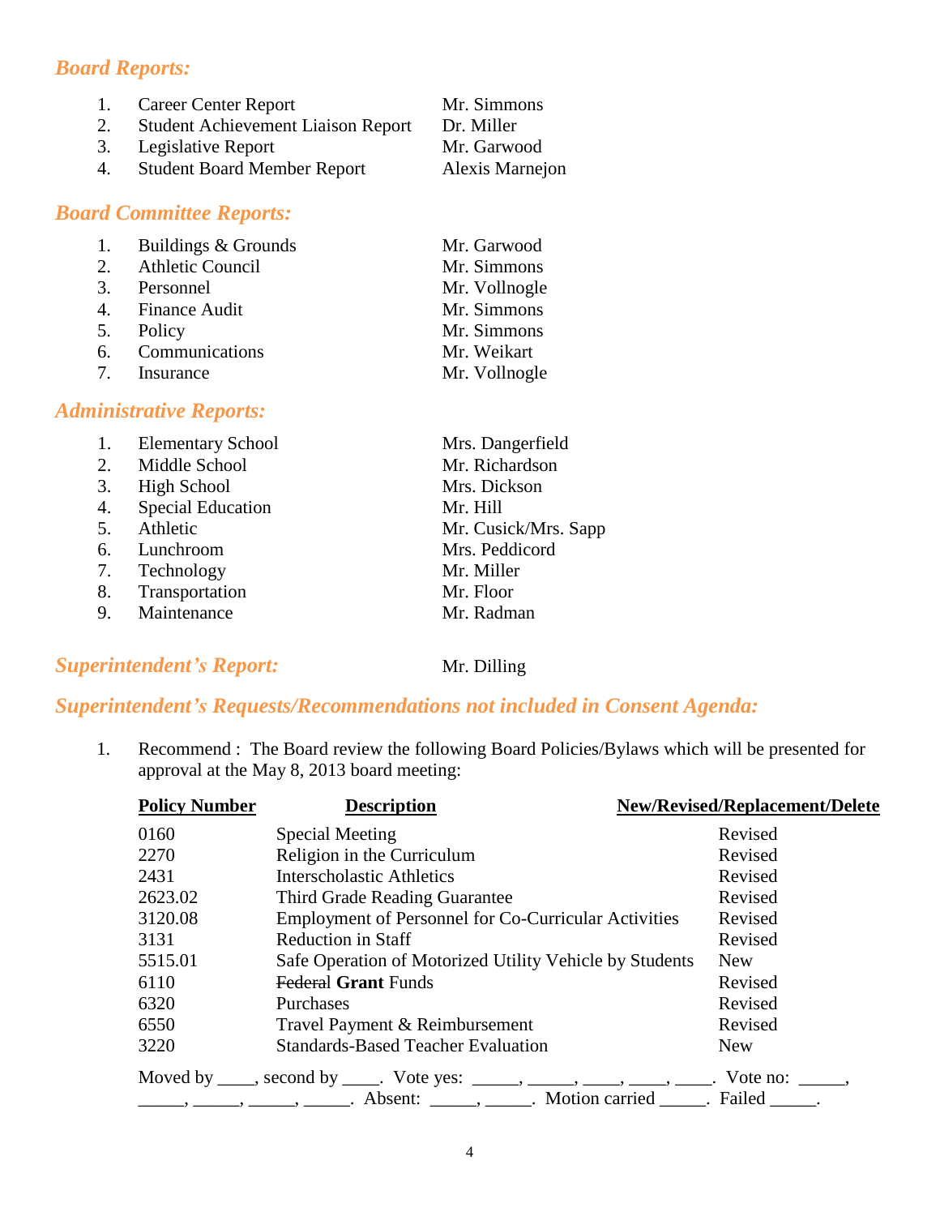## *Board Reports:*

1. Career Center Report — Mr. Simmons
2. Student Achievement Liaison Report — Dr. Miller
3. Legislative Report — Mr. Garwood
4. Student Board Member Report — Alexis Marnejon

## *Board Committee Reports:*

1. Buildings & Grounds — Mr. Garwood
2. Athletic Council — Mr. Simmons
3. Personnel — Mr. Vollnogle
4. Finance Audit — Mr. Simmons
5. Policy — Mr. Simmons
6. Communications — Mr. Weikart
7. Insurance — Mr. Vollnogle

## *Administrative Reports:*

1. Elementary School — Mrs. Dangerfield
2. Middle School — Mr. Richardson
3. High School — Mrs. Dickson
4. Special Education — Mr. Hill
5. Athletic — Mr. Cusick/Mrs. Sapp
6. Lunchroom — Mrs. Peddicord
7. Technology — Mr. Miller
8. Transportation — Mr. Floor
9. Maintenance — Mr. Radman

## *Superintendent's Report:* Mr. Dilling

## *Superintendent's Requests/Recommendations not included in Consent Agenda:*

1. Recommend : The Board review the following Board Policies/Bylaws which will be presented for approval at the May 8, 2013 board meeting:

| Policy Number | Description | New/Revised/Replacement/Delete |
|---|---|---|
| 0160 | Special Meeting | Revised |
| 2270 | Religion in the Curriculum | Revised |
| 2431 | Interscholastic Athletics | Revised |
| 2623.02 | Third Grade Reading Guarantee | Revised |
| 3120.08 | Employment of Personnel for Co-Curricular Activities | Revised |
| 3131 | Reduction in Staff | Revised |
| 5515.01 | Safe Operation of Motorized Utility Vehicle by Students | New |
| 6110 | ~~Federal~~ **Grant** Funds | Revised |
| 6320 | Purchases | Revised |
| 6550 | Travel Payment & Reimbursement | Revised |
| 3220 | Standards-Based Teacher Evaluation | New |

Moved by ____, second by ____. Vote yes: _____, _____, ____, ____, ____. Vote no: _____, _____, _____, _____, _____. Absent: _____, _____. Motion carried _____. Failed _____.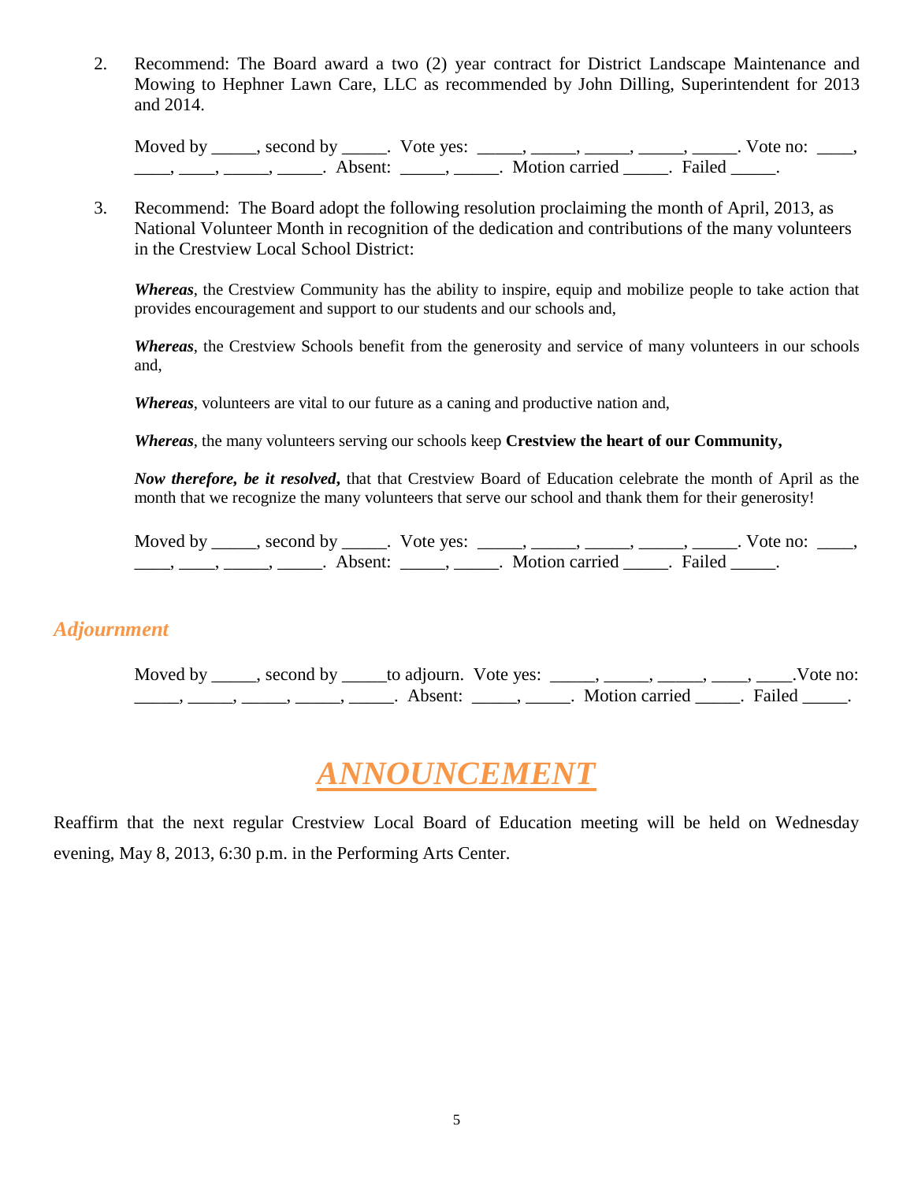2. Recommend: The Board award a two (2) year contract for District Landscape Maintenance and Mowing to Hephner Lawn Care, LLC as recommended by John Dilling, Superintendent for 2013 and 2014.

   Moved by _____, second by _____. Vote yes: _____, _____, _____, _____, _____. Vote no: ____, ____, ____, _____, _____. Absent: _____, _____. Motion carried _____. Failed _____.

3. Recommend: The Board adopt the following resolution proclaiming the month of April, 2013, as National Volunteer Month in recognition of the dedication and contributions of the many volunteers in the Crestview Local School District:

   ***Whereas***, the Crestview Community has the ability to inspire, equip and mobilize people to take action that provides encouragement and support to our students and our schools and,

   ***Whereas***, the Crestview Schools benefit from the generosity and service of many volunteers in our schools and,

   ***Whereas***, volunteers are vital to our future as a caning and productive nation and,

   ***Whereas***, the many volunteers serving our schools keep **Crestview the heart of our Community,**

   ***Now therefore, be it resolved,*** that that Crestview Board of Education celebrate the month of April as the month that we recognize the many volunteers that serve our school and thank them for their generosity!

   Moved by _____, second by _____. Vote yes: _____, _____, _____, _____, _____. Vote no: ____, ____, ____, _____, _____. Absent: _____, _____. Motion carried _____. Failed _____.

## *Adjournment*

Moved by _____, second by _____to adjourn. Vote yes: _____, _____, _____, ____, ____.Vote no: _____, _____, _____, _____, _____. Absent: _____, _____. Motion carried _____. Failed _____.

# *ANNOUNCEMENT*

Reaffirm that the next regular Crestview Local Board of Education meeting will be held on Wednesday evening, May 8, 2013, 6:30 p.m. in the Performing Arts Center.